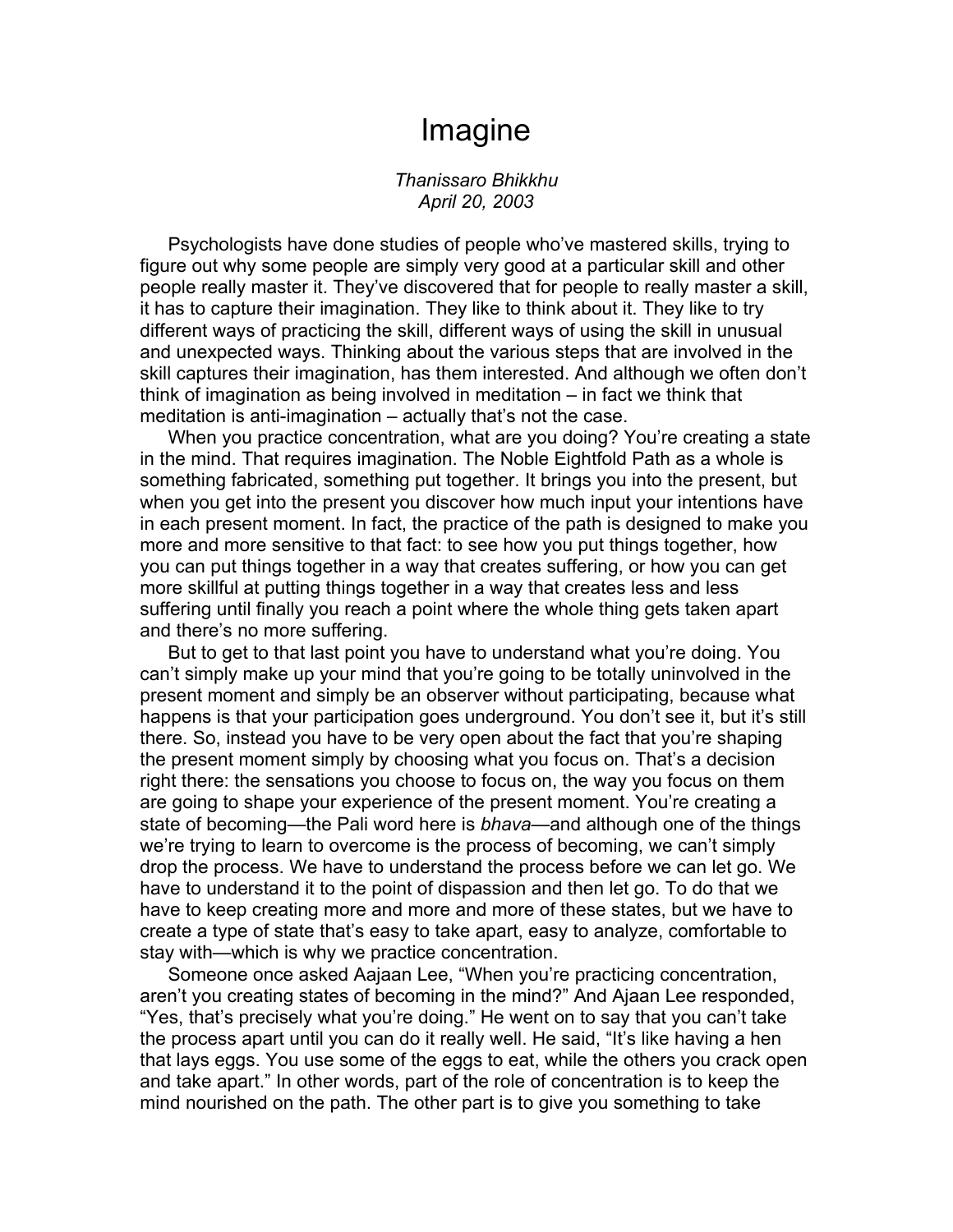# Imagine

*Thanissaro Bhikkhu*
*April 20, 2003*

Psychologists have done studies of people who've mastered skills, trying to figure out why some people are simply very good at a particular skill and other people really master it. They've discovered that for people to really master a skill, it has to capture their imagination. They like to think about it. They like to try different ways of practicing the skill, different ways of using the skill in unusual and unexpected ways. Thinking about the various steps that are involved in the skill captures their imagination, has them interested. And although we often don't think of imagination as being involved in meditation – in fact we think that meditation is anti-imagination – actually that's not the case.

When you practice concentration, what are you doing? You're creating a state in the mind. That requires imagination. The Noble Eightfold Path as a whole is something fabricated, something put together. It brings you into the present, but when you get into the present you discover how much input your intentions have in each present moment. In fact, the practice of the path is designed to make you more and more sensitive to that fact: to see how you put things together, how you can put things together in a way that creates suffering, or how you can get more skillful at putting things together in a way that creates less and less suffering until finally you reach a point where the whole thing gets taken apart and there's no more suffering.

But to get to that last point you have to understand what you're doing. You can't simply make up your mind that you're going to be totally uninvolved in the present moment and simply be an observer without participating, because what happens is that your participation goes underground. You don't see it, but it's still there. So, instead you have to be very open about the fact that you're shaping the present moment simply by choosing what you focus on. That's a decision right there: the sensations you choose to focus on, the way you focus on them are going to shape your experience of the present moment. You're creating a state of becoming—the Pali word here is *bhava*—and although one of the things we're trying to learn to overcome is the process of becoming, we can't simply drop the process. We have to understand the process before we can let go. We have to understand it to the point of dispassion and then let go. To do that we have to keep creating more and more and more of these states, but we have to create a type of state that's easy to take apart, easy to analyze, comfortable to stay with—which is why we practice concentration.

Someone once asked Aajaan Lee, "When you're practicing concentration, aren't you creating states of becoming in the mind?" And Ajaan Lee responded, "Yes, that's precisely what you're doing." He went on to say that you can't take the process apart until you can do it really well. He said, "It's like having a hen that lays eggs. You use some of the eggs to eat, while the others you crack open and take apart." In other words, part of the role of concentration is to keep the mind nourished on the path. The other part is to give you something to take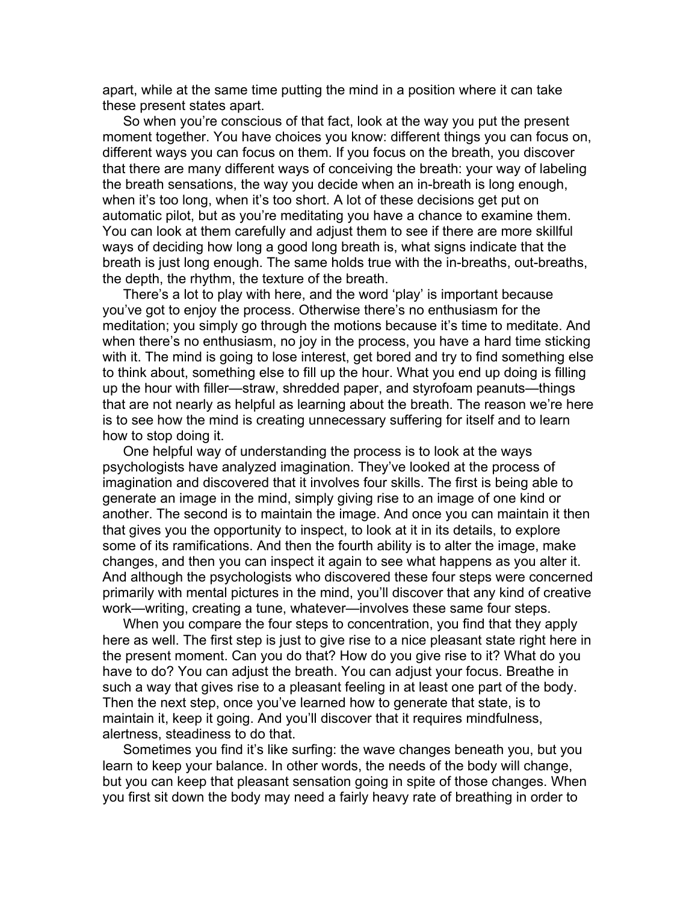apart, while at the same time putting the mind in a position where it can take these present states apart.

So when you're conscious of that fact, look at the way you put the present moment together. You have choices you know: different things you can focus on, different ways you can focus on them. If you focus on the breath, you discover that there are many different ways of conceiving the breath: your way of labeling the breath sensations, the way you decide when an in-breath is long enough, when it's too long, when it's too short. A lot of these decisions get put on automatic pilot, but as you're meditating you have a chance to examine them. You can look at them carefully and adjust them to see if there are more skillful ways of deciding how long a good long breath is, what signs indicate that the breath is just long enough. The same holds true with the in-breaths, out-breaths, the depth, the rhythm, the texture of the breath.

There's a lot to play with here, and the word 'play' is important because you've got to enjoy the process. Otherwise there's no enthusiasm for the meditation; you simply go through the motions because it's time to meditate. And when there's no enthusiasm, no joy in the process, you have a hard time sticking with it. The mind is going to lose interest, get bored and try to find something else to think about, something else to fill up the hour. What you end up doing is filling up the hour with filler—straw, shredded paper, and styrofoam peanuts—things that are not nearly as helpful as learning about the breath. The reason we're here is to see how the mind is creating unnecessary suffering for itself and to learn how to stop doing it.

One helpful way of understanding the process is to look at the ways psychologists have analyzed imagination. They've looked at the process of imagination and discovered that it involves four skills. The first is being able to generate an image in the mind, simply giving rise to an image of one kind or another. The second is to maintain the image. And once you can maintain it then that gives you the opportunity to inspect, to look at it in its details, to explore some of its ramifications. And then the fourth ability is to alter the image, make changes, and then you can inspect it again to see what happens as you alter it. And although the psychologists who discovered these four steps were concerned primarily with mental pictures in the mind, you'll discover that any kind of creative work—writing, creating a tune, whatever—involves these same four steps.

When you compare the four steps to concentration, you find that they apply here as well. The first step is just to give rise to a nice pleasant state right here in the present moment. Can you do that? How do you give rise to it? What do you have to do? You can adjust the breath. You can adjust your focus. Breathe in such a way that gives rise to a pleasant feeling in at least one part of the body. Then the next step, once you've learned how to generate that state, is to maintain it, keep it going. And you'll discover that it requires mindfulness, alertness, steadiness to do that.

Sometimes you find it's like surfing: the wave changes beneath you, but you learn to keep your balance. In other words, the needs of the body will change, but you can keep that pleasant sensation going in spite of those changes. When you first sit down the body may need a fairly heavy rate of breathing in order to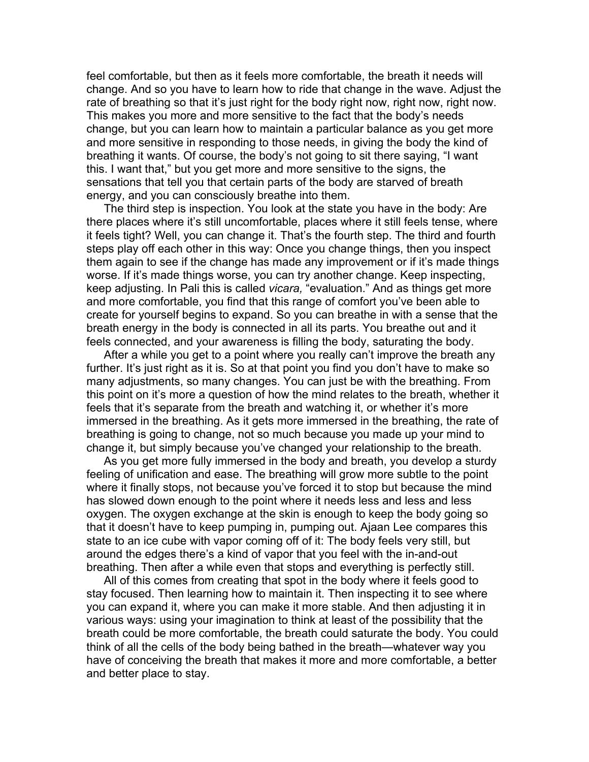feel comfortable, but then as it feels more comfortable, the breath it needs will change. And so you have to learn how to ride that change in the wave. Adjust the rate of breathing so that it's just right for the body right now, right now, right now. This makes you more and more sensitive to the fact that the body's needs change, but you can learn how to maintain a particular balance as you get more and more sensitive in responding to those needs, in giving the body the kind of breathing it wants. Of course, the body's not going to sit there saying, "I want this. I want that," but you get more and more sensitive to the signs, the sensations that tell you that certain parts of the body are starved of breath energy, and you can consciously breathe into them.

The third step is inspection. You look at the state you have in the body: Are there places where it's still uncomfortable, places where it still feels tense, where it feels tight? Well, you can change it. That's the fourth step. The third and fourth steps play off each other in this way: Once you change things, then you inspect them again to see if the change has made any improvement or if it's made things worse. If it's made things worse, you can try another change. Keep inspecting, keep adjusting. In Pali this is called *vicara,* "evaluation." And as things get more and more comfortable, you find that this range of comfort you've been able to create for yourself begins to expand. So you can breathe in with a sense that the breath energy in the body is connected in all its parts. You breathe out and it feels connected, and your awareness is filling the body, saturating the body.

After a while you get to a point where you really can't improve the breath any further. It's just right as it is. So at that point you find you don't have to make so many adjustments, so many changes. You can just be with the breathing. From this point on it's more a question of how the mind relates to the breath, whether it feels that it's separate from the breath and watching it, or whether it's more immersed in the breathing. As it gets more immersed in the breathing, the rate of breathing is going to change, not so much because you made up your mind to change it, but simply because you've changed your relationship to the breath.

As you get more fully immersed in the body and breath, you develop a sturdy feeling of unification and ease. The breathing will grow more subtle to the point where it finally stops, not because you've forced it to stop but because the mind has slowed down enough to the point where it needs less and less and less oxygen. The oxygen exchange at the skin is enough to keep the body going so that it doesn't have to keep pumping in, pumping out. Ajaan Lee compares this state to an ice cube with vapor coming off of it: The body feels very still, but around the edges there's a kind of vapor that you feel with the in-and-out breathing. Then after a while even that stops and everything is perfectly still.

All of this comes from creating that spot in the body where it feels good to stay focused. Then learning how to maintain it. Then inspecting it to see where you can expand it, where you can make it more stable. And then adjusting it in various ways: using your imagination to think at least of the possibility that the breath could be more comfortable, the breath could saturate the body. You could think of all the cells of the body being bathed in the breath—whatever way you have of conceiving the breath that makes it more and more comfortable, a better and better place to stay.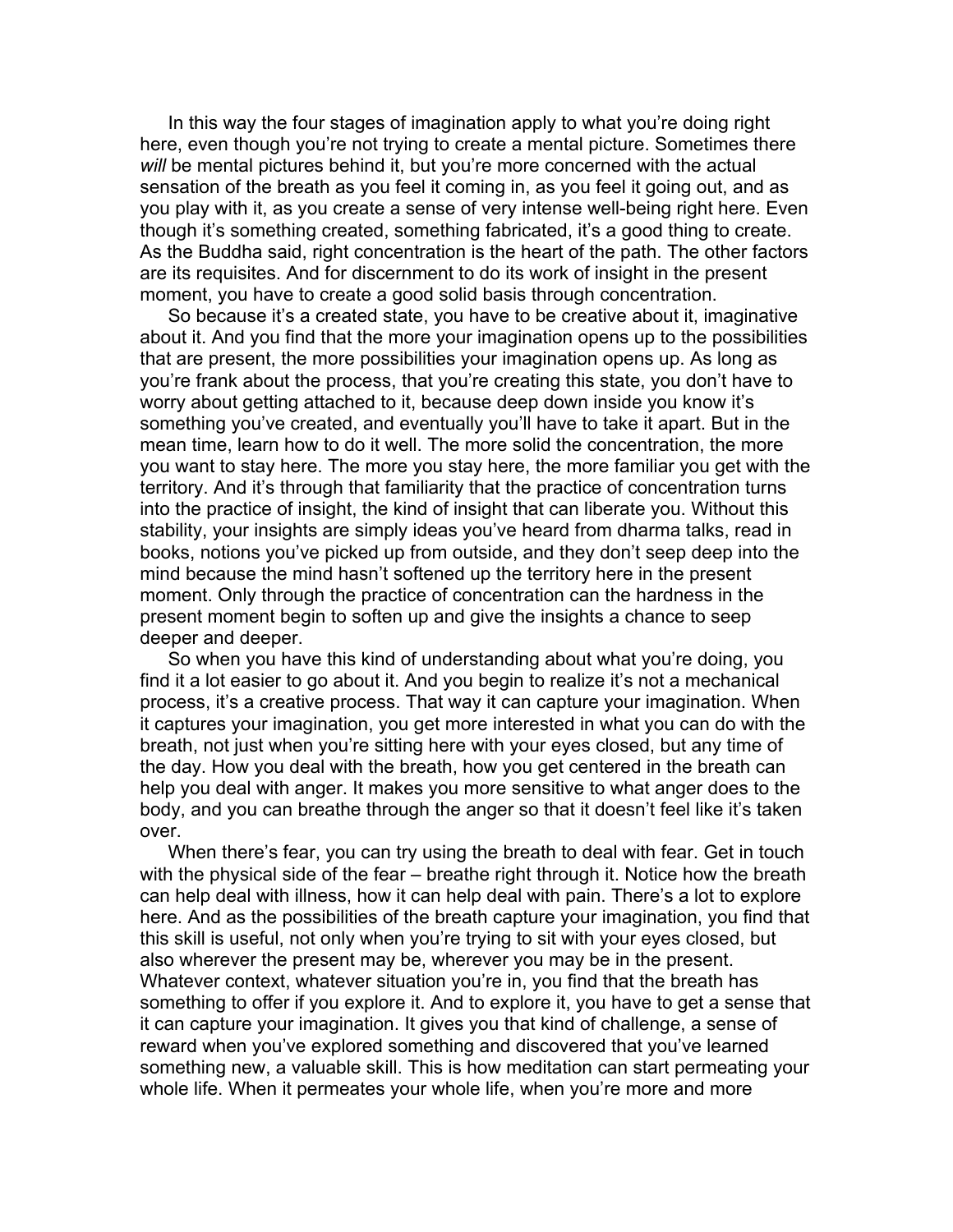In this way the four stages of imagination apply to what you're doing right here, even though you're not trying to create a mental picture. Sometimes there *will* be mental pictures behind it, but you're more concerned with the actual sensation of the breath as you feel it coming in, as you feel it going out, and as you play with it, as you create a sense of very intense well-being right here. Even though it's something created, something fabricated, it's a good thing to create. As the Buddha said, right concentration is the heart of the path. The other factors are its requisites. And for discernment to do its work of insight in the present moment, you have to create a good solid basis through concentration.

So because it's a created state, you have to be creative about it, imaginative about it. And you find that the more your imagination opens up to the possibilities that are present, the more possibilities your imagination opens up. As long as you're frank about the process, that you're creating this state, you don't have to worry about getting attached to it, because deep down inside you know it's something you've created, and eventually you'll have to take it apart. But in the mean time, learn how to do it well. The more solid the concentration, the more you want to stay here. The more you stay here, the more familiar you get with the territory. And it's through that familiarity that the practice of concentration turns into the practice of insight, the kind of insight that can liberate you. Without this stability, your insights are simply ideas you've heard from dharma talks, read in books, notions you've picked up from outside, and they don't seep deep into the mind because the mind hasn't softened up the territory here in the present moment. Only through the practice of concentration can the hardness in the present moment begin to soften up and give the insights a chance to seep deeper and deeper.

So when you have this kind of understanding about what you're doing, you find it a lot easier to go about it. And you begin to realize it's not a mechanical process, it's a creative process. That way it can capture your imagination. When it captures your imagination, you get more interested in what you can do with the breath, not just when you're sitting here with your eyes closed, but any time of the day. How you deal with the breath, how you get centered in the breath can help you deal with anger. It makes you more sensitive to what anger does to the body, and you can breathe through the anger so that it doesn't feel like it's taken over.

When there's fear, you can try using the breath to deal with fear. Get in touch with the physical side of the fear – breathe right through it. Notice how the breath can help deal with illness, how it can help deal with pain. There's a lot to explore here. And as the possibilities of the breath capture your imagination, you find that this skill is useful, not only when you're trying to sit with your eyes closed, but also wherever the present may be, wherever you may be in the present. Whatever context, whatever situation you're in, you find that the breath has something to offer if you explore it. And to explore it, you have to get a sense that it can capture your imagination. It gives you that kind of challenge, a sense of reward when you've explored something and discovered that you've learned something new, a valuable skill. This is how meditation can start permeating your whole life. When it permeates your whole life, when you're more and more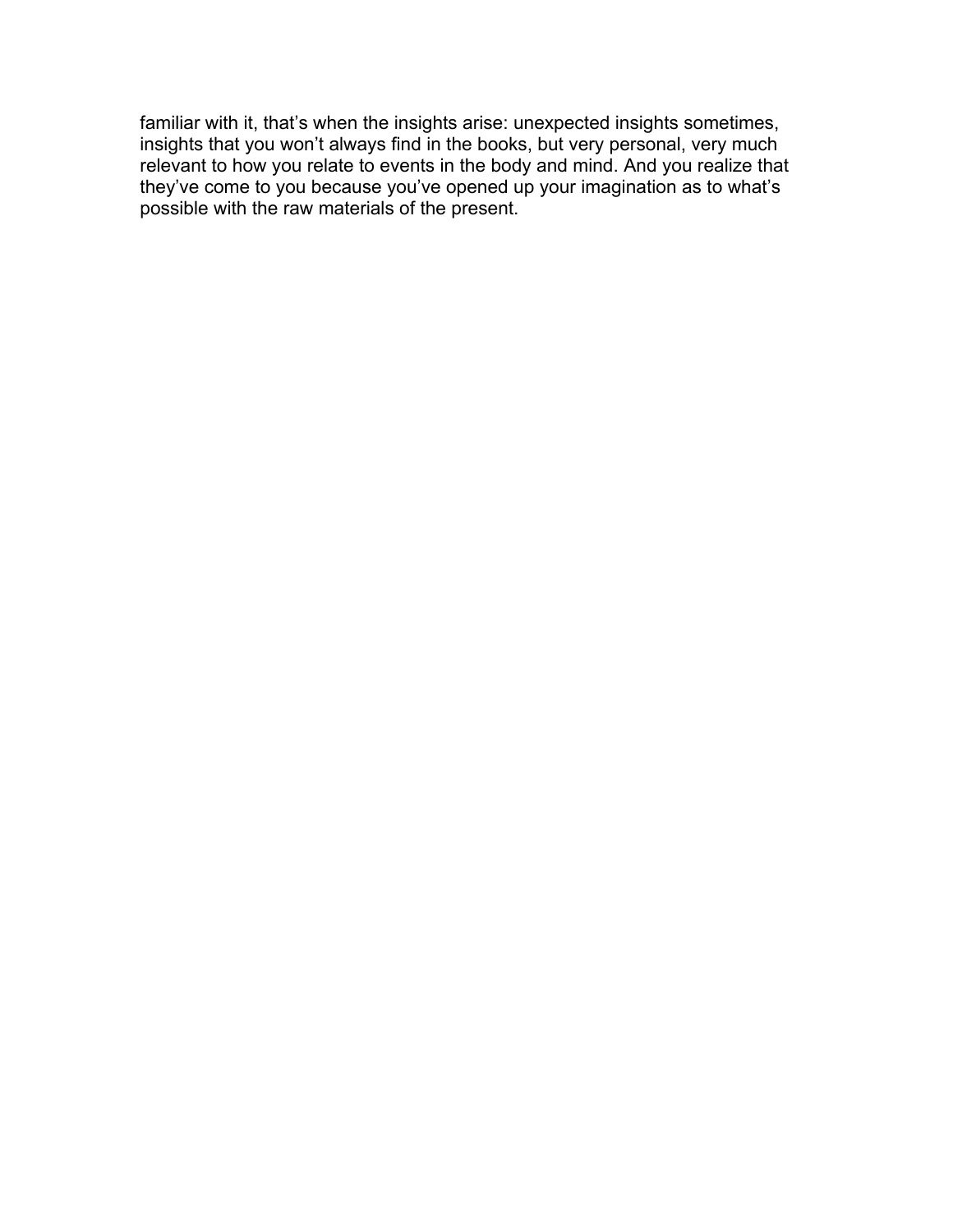familiar with it, that's when the insights arise: unexpected insights sometimes, insights that you won't always find in the books, but very personal, very much relevant to how you relate to events in the body and mind. And you realize that they've come to you because you've opened up your imagination as to what's possible with the raw materials of the present.